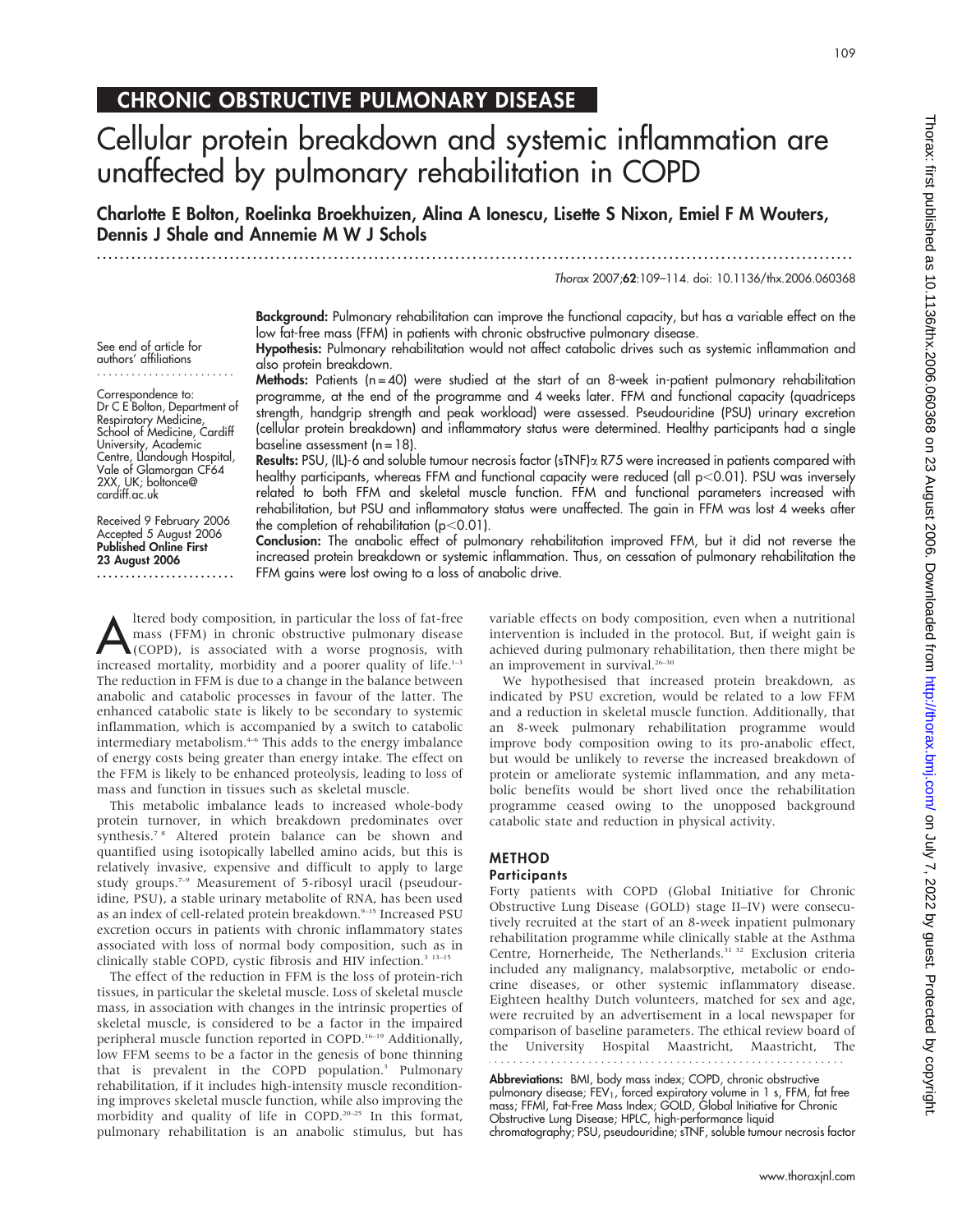# CHRONIC OBSTRUCTIVE PULMONARY DISEASE

# Cellular protein breakdown and systemic inflammation are unaffected by pulmonary rehabilitation in COPD

**Charlotte E Bolton, Roelinka Broekhuizen, Alina A Ionescu, Lisette S Nixon, Emiel F M Wouters, Dennis J Shale and Annemie M W J Schols**

Thorax 2007;**62**:109–114. doi: 10.1136/thx.2006.060368

See end of article for authors' affiliations

Correspondence to: Dr C E Bolton, Department of Respiratory Medicine, School of Medicine, Cardiff University, Academic Centre, Llandough Hospital, Vale of Glamorgan CF64 2XX, UK; boltonce@cardiff.ac.uk

Received 9 February 2006
Accepted 5 August 2006
**Published Online First 23 August 2006**

**Background:** Pulmonary rehabilitation can improve the functional capacity, but has a variable effect on the low fat-free mass (FFM) in patients with chronic obstructive pulmonary disease.

**Hypothesis:** Pulmonary rehabilitation would not affect catabolic drives such as systemic inflammation and also protein breakdown.

**Methods:** Patients (n = 40) were studied at the start of an 8-week in-patient pulmonary rehabilitation programme, at the end of the programme and 4 weeks later. FFM and functional capacity (quadriceps strength, handgrip strength and peak workload) were assessed. Pseudouridine (PSU) urinary excretion (cellular protein breakdown) and inflammatory status were determined. Healthy participants had a single baseline assessment (n = 18).

**Results:** PSU, (IL)-6 and soluble tumour necrosis factor (sTNF)α R75 were increased in patients compared with healthy participants, whereas FFM and functional capacity were reduced (all $p<0.01$). PSU was inversely related to both FFM and skeletal muscle function. FFM and functional parameters increased with rehabilitation, but PSU and inflammatory status were unaffected. The gain in FFM was lost 4 weeks after the completion of rehabilitation ($p<0.01$).

**Conclusion:** The anabolic effect of pulmonary rehabilitation improved FFM, but it did not reverse the increased protein breakdown or systemic inflammation. Thus, on cessation of pulmonary rehabilitation the FFM gains were lost owing to a loss of anabolic drive.

Altered body composition, in particular the loss of fat-free mass (FFM) in chronic obstructive pulmonary disease (COPD), is associated with a worse prognosis, with increased mortality, morbidity and a poorer quality of life.[1–3] The reduction in FFM is due to a change in the balance between anabolic and catabolic processes in favour of the latter. The enhanced catabolic state is likely to be secondary to systemic inflammation, which is accompanied by a switch to catabolic intermediary metabolism.[4–6] This adds to the energy imbalance of energy costs being greater than energy intake. The effect on the FFM is likely to be enhanced proteolysis, leading to loss of mass and function in tissues such as skeletal muscle.

This metabolic imbalance leads to increased whole-body protein turnover, in which breakdown predominates over synthesis.[7 8] Altered protein balance can be shown and quantified using isotopically labelled amino acids, but this is relatively invasive, expensive and difficult to apply to large study groups.[7–9] Measurement of 5-ribosyl uracil (pseudouridine, PSU), a stable urinary metabolite of RNA, has been used as an index of cell-related protein breakdown.[9–15] Increased PSU excretion occurs in patients with chronic inflammatory states associated with loss of normal body composition, such as in clinically stable COPD, cystic fibrosis and HIV infection.[3 13–15]

The effect of the reduction in FFM is the loss of protein-rich tissues, in particular the skeletal muscle. Loss of skeletal muscle mass, in association with changes in the intrinsic properties of skeletal muscle, is considered to be a factor in the impaired peripheral muscle function reported in COPD.[16–19] Additionally, low FFM seems to be a factor in the genesis of bone thinning that is prevalent in the COPD population.[3] Pulmonary rehabilitation, if it includes high-intensity muscle reconditioning improves skeletal muscle function, while also improving the morbidity and quality of life in COPD.[20–25] In this format, pulmonary rehabilitation is an anabolic stimulus, but has variable effects on body composition, even when a nutritional intervention is included in the protocol. But, if weight gain is achieved during pulmonary rehabilitation, then there might be an improvement in survival.[26–30]

We hypothesised that increased protein breakdown, as indicated by PSU excretion, would be related to a low FFM and a reduction in skeletal muscle function. Additionally, that an 8-week pulmonary rehabilitation programme would improve body composition owing to its pro-anabolic effect, but would be unlikely to reverse the increased breakdown of protein or ameliorate systemic inflammation, and any metabolic benefits would be short lived once the rehabilitation programme ceased owing to the unopposed background catabolic state and reduction in physical activity.

## METHOD

### Participants

Forty patients with COPD (Global Initiative for Chronic Obstructive Lung Disease (GOLD) stage II–IV) were consecutively recruited at the start of an 8-week inpatient pulmonary rehabilitation programme while clinically stable at the Asthma Centre, Hornerheide, The Netherlands.[31 32] Exclusion criteria included any malignancy, malabsorptive, metabolic or endocrine diseases, or other systemic inflammatory disease. Eighteen healthy Dutch volunteers, matched for sex and age, were recruited by an advertisement in a local newspaper for comparison of baseline parameters. The ethical review board of the University Hospital Maastricht, Maastricht, The

**Abbreviations:** BMI, body mass index; COPD, chronic obstructive pulmonary disease; $FEV_1$, forced expiratory volume in 1 s, FFM, fat free mass; FFMI, Fat-Free Mass Index; GOLD, Global Initiative for Chronic Obstructive Lung Disease; HPLC, high-performance liquid chromatography; PSU, pseudouridine; sTNF, soluble tumour necrosis factor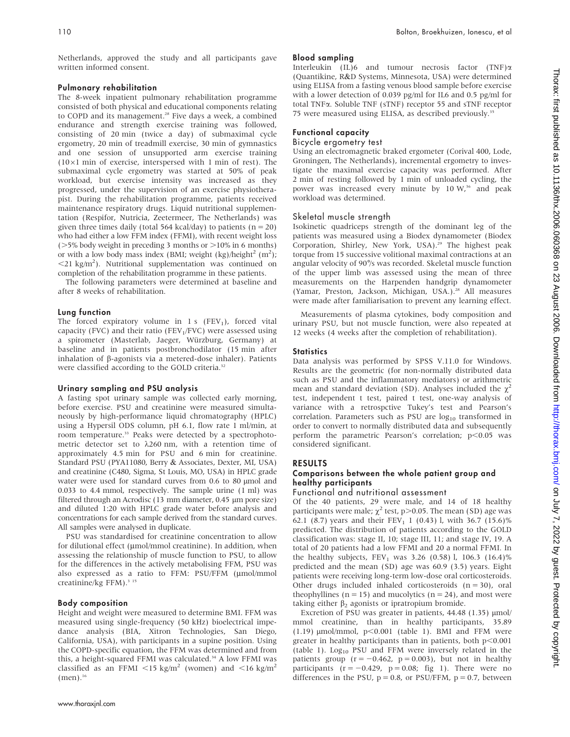Netherlands, approved the study and all participants gave written informed consent.

### Pulmonary rehabilitation

The 8-week inpatient pulmonary rehabilitation programme consisted of both physical and educational components relating to COPD and its management.[28] Five days a week, a combined endurance and strength exercise training was followed, consisting of 20 min (twice a day) of submaximal cycle ergometry, 20 min of treadmill exercise, 30 min of gymnastics and one session of unsupported arm exercise training (10×1 min of exercise, interspersed with 1 min of rest). The submaximal cycle ergometry was started at 50% of peak workload, but exercise intensity was increased as they progressed, under the supervision of an exercise physiotherapist. During the rehabilitation programme, patients received maintenance respiratory drugs. Liquid nutritional supplementation (Respifor, Nutricia, Zeetermeer, The Netherlands) was given three times daily (total 564 kcal/day) to patients (n = 20) who had either a low FFM index (FFMI), with recent weight loss (>5% body weight in preceding 3 months or >10% in 6 months) or with a low body mass index (BMI; weight (kg)/height$^2$ (m$^2$); <21 kg/m$^2$). Nutritional supplementation was continued on completion of the rehabilitation programme in these patients.

The following parameters were determined at baseline and after 8 weeks of rehabilitation.

### Lung function

The forced expiratory volume in 1 s ($FEV_1$), forced vital capacity (FVC) and their ratio ($FEV_1$/FVC) were assessed using a spirometer (Masterlab, Jaeger, Würzburg, Germany) at baseline and in patients postbronchodilator (15 min after inhalation of β-agonists via a metered-dose inhaler). Patients were classified according to the GOLD criteria.[32]

### Urinary sampling and PSU analysis

A fasting spot urinary sample was collected early morning, before exercise. PSU and creatinine were measured simultaneously by high-performance liquid chromatography (HPLC) using a Hypersil ODS column, pH 6.1, flow rate 1 ml/min, at room temperature.[33] Peaks were detected by a spectrophotometric detector set to λ260 nm, with a retention time of approximately 4.5 min for PSU and 6 min for creatinine. Standard PSU (PYA11080, Berry & Associates, Dexter, MI, USA) and creatinine (C480, Sigma, St Louis, MO, USA) in HPLC grade water were used for standard curves from 0.6 to 80 μmol and 0.033 to 4.4 mmol, respectively. The sample urine (1 ml) was filtered through an Acrodisc (13 mm diameter, 0.45 μm pore size) and diluted 1:20 with HPLC grade water before analysis and concentrations for each sample derived from the standard curves. All samples were analysed in duplicate.

PSU was standardised for creatinine concentration to allow for dilutional effect (μmol/mmol creatinine). In addition, when assessing the relationship of muscle function to PSU, to allow for the differences in the actively metabolising FFM, PSU was also expressed as a ratio to FFM: PSU/FFM (μmol/mmol creatinine/kg FFM).[3,15]

### Body composition

Height and weight were measured to determine BMI. FFM was measured using single-frequency (50 kHz) bioelectrical impedance analysis (BIA, Xitron Technologies, San Diego, California, USA), with participants in a supine position. Using the COPD-specific equation, the FFM was determined and from this, a height-squared FFMI was calculated.[34] A low FFMI was classified as an FFMI <15 kg/m$^2$ (women) and <16 kg/m$^2$ (men).[16]

### Blood sampling

Interleukin (IL)6 and tumour necrosis factor (TNF)α (Quantikine, R&D Systems, Minnesota, USA) were determined using ELISA from a fasting venous blood sample before exercise with a lower detection of 0.039 pg/ml for IL6 and 0.5 pg/ml for total TNFα. Soluble TNF (sTNF) receptor 55 and sTNF receptor 75 were measured using ELISA, as described previously.[35]

### Functional capacity

#### Bicycle ergometry test

Using an electromagnetic braked ergometer (Corival 400, Lode, Groningen, The Netherlands), incremental ergometry to investigate the maximal exercise capacity was performed. After 2 min of resting followed by 1 min of unloaded cycling, the power was increased every minute by 10 W,[36] and peak workload was determined.

#### Skeletal muscle strength

Isokinetic quadriceps strength of the dominant leg of the patients was measured using a Biodex dynamometer (Biodex Corporation, Shirley, New York, USA).[29] The highest peak torque from 15 successive volitional maximal contractions at an angular velocity of 90°/s was recorded. Skeletal muscle function of the upper limb was assessed using the mean of three measurements on the Harpenden handgrip dynamometer (Yamar, Preston, Jackson, Michigan, USA.).[28] All measures were made after familiarisation to prevent any learning effect.

Measurements of plasma cytokines, body composition and urinary PSU, but not muscle function, were also repeated at 12 weeks (4 weeks after the completion of rehabilitation).

### Statistics

Data analysis was performed by SPSS V.11.0 for Windows. Results are the geometric (for non-normally distributed data such as PSU and the inflammatory mediators) or arithmetic mean and standard deviation (SD). Analyses included the $\chi^2$ test, independent t test, paired t test, one-way analysis of variance with a retrospctive Tukey's test and Pearson's correlation. Parameters such as PSU are $\log_{10}$ transformed in order to convert to normally distributed data and subsequently perform the parametric Pearson's correlation; $p<0.05$ was considered significant.

## RESULTS

### Comparisons between the whole patient group and healthy participants

#### Functional and nutritional assessment

Of the 40 patients, 29 were male, and 14 of 18 healthy participants were male; $\chi^2$ test, $p>0.05$. The mean (SD) age was 62.1 (8.7) years and their $FEV_1$ 1 (0.43) l, with 36.7 (15.6)% predicted. The distribution of patients according to the GOLD classification was: stage II, 10; stage III, 11; and stage IV, 19. A total of 20 patients had a low FFMI and 20 a normal FFMI. In the healthy subjects, $FEV_1$ was 3.26 (0.58) l, 106.3 (16.4)% predicted and the mean (SD) age was 60.9 (3.5) years. Eight patients were receiving long-term low-dose oral corticosteroids. Other drugs included inhaled corticosteroids (n = 30), oral theophyllines (n = 15) and mucolytics (n = 24), and most were taking either $\beta_2$ agonists or ipratropium bromide.

Excretion of PSU was greater in patients, 44.48 (1.35) μmol/mmol creatinine, than in healthy participants, 35.89 (1.19) μmol/mmol, $p<0.001$ (table 1). BMI and FFM were greater in healthy participants than in patients, both $p<0.001$ (table 1). $\log_{10}$ PSU and FFM were inversely related in the patients group ($r = -0.462$, $p = 0.003$), but not in healthy participants ($r = -0.429$, $p = 0.08$; fig 1). There were no differences in the PSU, $p = 0.8$, or PSU/FFM, $p = 0.7$, between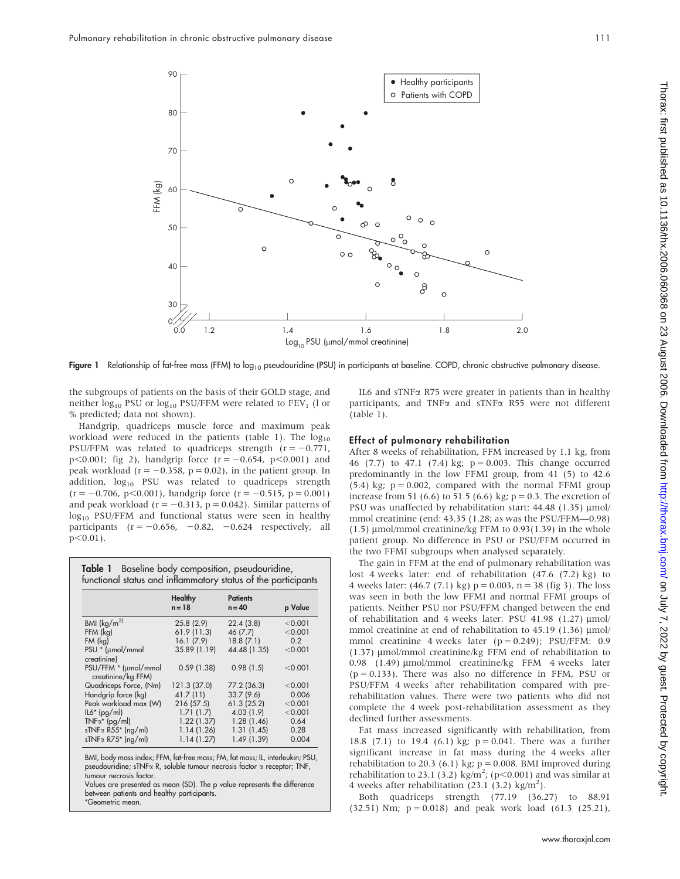Figure 1 Relationship of fat-free mass (FFM) to $\log_{10}$ pseudouridine (PSU) in participants at baseline. COPD, chronic obstructive pulmonary disease.

the subgroups of patients on the basis of their GOLD stage, and neither $\log_{10}$ PSU or $\log_{10}$ PSU/FFM were related to $FEV_1$ (l or % predicted; data not shown).

Handgrip, quadriceps muscle force and maximum peak workload were reduced in the patients (table 1). The $\log_{10}$ PSU/FFM was related to quadriceps strength ($r = -0.771$, $p<0.001$; fig 2), handgrip force ($r = -0.654$, $p<0.001$) and peak workload ($r = -0.358$, $p = 0.02$), in the patient group. In addition, $\log_{10}$ PSU was related to quadriceps strength ($r = -0.706$, $p<0.001$), handgrip force ($r = -0.515$, $p = 0.001$) and peak workload ($r = -0.313$, $p = 0.042$). Similar patterns of $\log_{10}$ PSU/FFM and functional status were seen in healthy participants ($r = -0.656$, $-0.82$, $-0.624$ respectively, all $p<0.01$).

**Table 1** Baseline body composition, pseudouridine, functional status and inflammatory status of the participants

| | Healthy n = 18 | Patients n = 40 | p Value |
|---|---|---|---|
| BMI (kg/m$^2$) | 25.8 (2.9) | 22.4 (3.8) | <0.001 |
| FFM (kg) | 61.9 (11.3) | 46 (7.7) | <0.001 |
| FM (kg) | 16.1 (7.9) | 18.8 (7.1) | 0.2 |
| PSU * (μmol/mmol creatinine) | 35.89 (1.19) | 44.48 (1.35) | <0.001 |
| PSU/FFM * (μmol/mmol creatinine/kg FFM) | 0.59 (1.38) | 0.98 (1.5) | <0.001 |
| Quadriceps Force, (Nm) | 121.3 (37.0) | 77.2 (36.3) | <0.001 |
| Handgrip force (kg) | 41.7 (11) | 33.7 (9.6) | 0.006 |
| Peak workload max (W) | 216 (57.5) | 61.3 (25.2) | <0.001 |
| IL6* (pg/ml) | 1.71 (1.7) | 4.03 (1.9) | <0.001 |
| TNFα* (pg/ml) | 1.22 (1.37) | 1.28 (1.46) | 0.64 |
| sTNFα R55* (ng/ml) | 1.14 (1.26) | 1.31 (1.45) | 0.28 |
| sTNFα R75* (ng/ml) | 1.14 (1.27) | 1.49 (1.39) | 0.004 |

BMI, body mass index; FFM, fat-free mass; FM, fat mass; IL, interleukin; PSU, pseudouridine; sTNFα R, soluble tumour necrosis factor α receptor; TNF, tumour necrosis factor.
Values are presented as mean (SD). The p value represents the difference between patients and healthy participants.
*Geometric mean.

IL6 and sTNFα R75 were greater in patients than in healthy participants, and TNFα and sTNFα R55 were not different (table 1).

### Effect of pulmonary rehabilitation

After 8 weeks of rehabilitation, FFM increased by 1.1 kg, from 46 (7.7) to 47.1 (7.4) kg; $p = 0.003$. This change occurred predominantly in the low FFMI group, from 41 (5) to 42.6 (5.4) kg; $p = 0.002$, compared with the normal FFMI group increase from 51 (6.6) to 51.5 (6.6) kg; $p = 0.3$. The excretion of PSU was unaffected by rehabilitation start: 44.48 (1.35) μmol/mmol creatinine (end: 43.35 (1.28; as was the PSU/FFM—0.98) (1.5) μmol/mmol creatinine/kg FFM to 0.93(1.39) in the whole patient group. No difference in PSU or PSU/FFM occurred in the two FFMI subgroups when analysed separately.

The gain in FFM at the end of pulmonary rehabilitation was lost 4 weeks later: end of rehabilitation (47.6 (7.2) kg) to 4 weeks later: (46.7 (7.1) kg) $p = 0.003$, $n = 38$ (fig 3). The loss was seen in both the low FFMI and normal FFMI groups of patients. Neither PSU nor PSU/FFM changed between the end of rehabilitation and 4 weeks later: PSU 41.98 (1.27) μmol/mmol creatinine at end of rehabilitation to 45.19 (1.36) μmol/mmol creatinine 4 weeks later ($p = 0.249$); PSU/FFM: 0.9 (1.37) μmol/mmol creatinine/kg FFM end of rehabilitation to 0.98 (1.49) μmol/mmol creatinine/kg FFM 4 weeks later ($p = 0.133$). There was also no difference in FFM, PSU or PSU/FFM 4 weeks after rehabilitation compared with pre-rehabilitation values. There were two patients who did not complete the 4 week post-rehabilitation assessment as they declined further assessments.

Fat mass increased significantly with rehabilitation, from 18.8 (7.1) to 19.4 (6.1) kg; $p = 0.041$. There was a further significant increase in fat mass during the 4 weeks after rehabilitation to 20.3 (6.1) kg; $p = 0.008$. BMI improved during rehabilitation to 23.1 (3.2) kg/m$^2$; ($p<0.001$) and was similar at 4 weeks after rehabilitation (23.1 (3.2) kg/m$^2$).

Both quadriceps strength (77.19 (36.27) to 88.91 (32.51) Nm; $p = 0.018$) and peak work load (61.3 (25.21),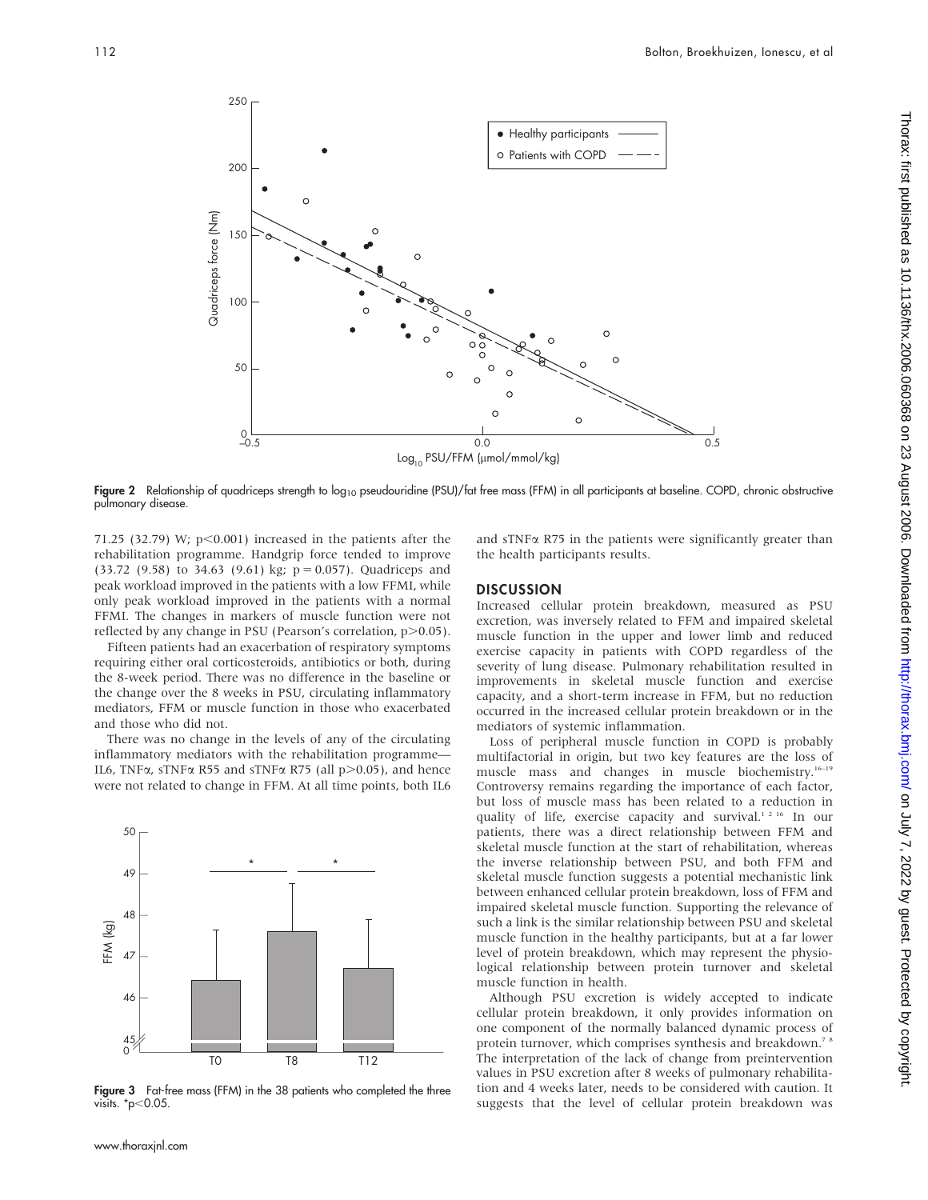Figure 2 Relationship of quadriceps strength to $\log_{10}$ pseudouridine (PSU)/fat free mass (FFM) in all participants at baseline. COPD, chronic obstructive pulmonary disease.

71.25 (32.79) W; $p<0.001$) increased in the patients after the rehabilitation programme. Handgrip force tended to improve (33.72 (9.58) to 34.63 (9.61) kg; $p = 0.057$). Quadriceps and peak workload improved in the patients with a low FFMI, while only peak workload improved in the patients with a normal FFMI. The changes in markers of muscle function were not reflected by any change in PSU (Pearson's correlation, $p>0.05$).

Fifteen patients had an exacerbation of respiratory symptoms requiring either oral corticosteroids, antibiotics or both, during the 8-week period. There was no difference in the baseline or the change over the 8 weeks in PSU, circulating inflammatory mediators, FFM or muscle function in those who exacerbated and those who did not.

There was no change in the levels of any of the circulating inflammatory mediators with the rehabilitation programme—IL6, TNFα, sTNFα R55 and sTNFα R75 (all $p>0.05$), and hence were not related to change in FFM. At all time points, both IL6 and sTNFα R75 in the patients were significantly greater than the health participants results.

Figure 3 Fat-free mass (FFM) in the 38 patients who completed the three visits. *$p<0.05$.

## DISCUSSION

Increased cellular protein breakdown, measured as PSU excretion, was inversely related to FFM and impaired skeletal muscle function in the upper and lower limb and reduced exercise capacity in patients with COPD regardless of the severity of lung disease. Pulmonary rehabilitation resulted in improvements in skeletal muscle function and exercise capacity, and a short-term increase in FFM, but no reduction occurred in the increased cellular protein breakdown or in the mediators of systemic inflammation.

Loss of peripheral muscle function in COPD is probably multifactorial in origin, but two key features are the loss of muscle mass and changes in muscle biochemistry.[16–19] Controversy remains regarding the importance of each factor, but loss of muscle mass has been related to a reduction in quality of life, exercise capacity and survival.[1 2 16] In our patients, there was a direct relationship between FFM and skeletal muscle function at the start of rehabilitation, whereas the inverse relationship between PSU, and both FFM and skeletal muscle function suggests a potential mechanistic link between enhanced cellular protein breakdown, loss of FFM and impaired skeletal muscle function. Supporting the relevance of such a link is the similar relationship between PSU and skeletal muscle function in the healthy participants, but at a far lower level of protein breakdown, which may represent the physiological relationship between protein turnover and skeletal muscle function in health.

Although PSU excretion is widely accepted to indicate cellular protein breakdown, it only provides information on one component of the normally balanced dynamic process of protein turnover, which comprises synthesis and breakdown.[7 8] The interpretation of the lack of change from preintervention values in PSU excretion after 8 weeks of pulmonary rehabilitation and 4 weeks later, needs to be considered with caution. It suggests that the level of cellular protein breakdown was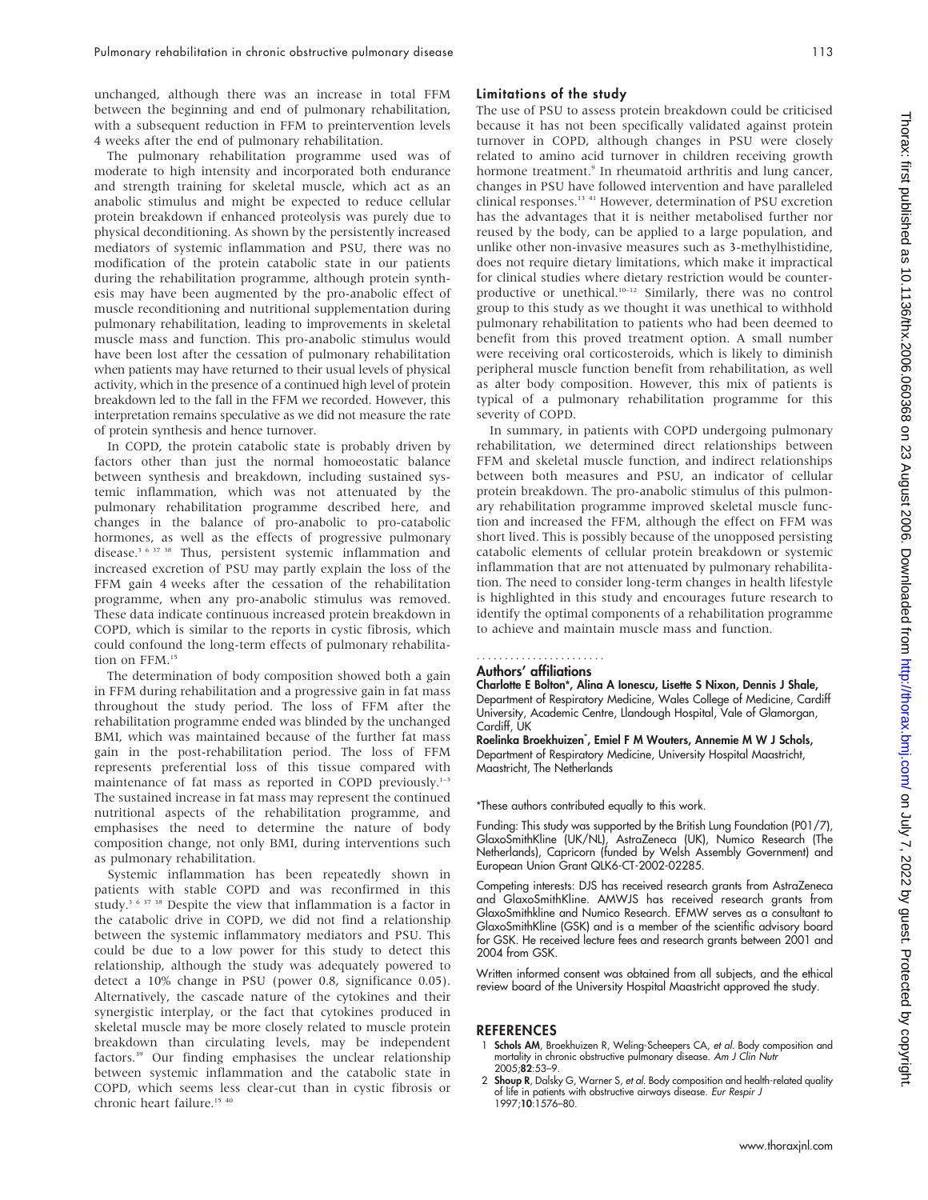unchanged, although there was an increase in total FFM between the beginning and end of pulmonary rehabilitation, with a subsequent reduction in FFM to preintervention levels 4 weeks after the end of pulmonary rehabilitation.

The pulmonary rehabilitation programme used was of moderate to high intensity and incorporated both endurance and strength training for skeletal muscle, which act as an anabolic stimulus and might be expected to reduce cellular protein breakdown if enhanced proteolysis was purely due to physical deconditioning. As shown by the persistently increased mediators of systemic inflammation and PSU, there was no modification of the protein catabolic state in our patients during the rehabilitation programme, although protein synthesis may have been augmented by the pro-anabolic effect of muscle reconditioning and nutritional supplementation during pulmonary rehabilitation, leading to improvements in skeletal muscle mass and function. This pro-anabolic stimulus would have been lost after the cessation of pulmonary rehabilitation when patients may have returned to their usual levels of physical activity, which in the presence of a continued high level of protein breakdown led to the fall in the FFM we recorded. However, this interpretation remains speculative as we did not measure the rate of protein synthesis and hence turnover.

In COPD, the protein catabolic state is probably driven by factors other than just the normal homoeostatic balance between synthesis and breakdown, including sustained systemic inflammation, which was not attenuated by the pulmonary rehabilitation programme described here, and changes in the balance of pro-anabolic to pro-catabolic hormones, as well as the effects of progressive pulmonary disease.[3 6 37 38] Thus, persistent systemic inflammation and increased excretion of PSU may partly explain the loss of the FFM gain 4 weeks after the cessation of the rehabilitation programme, when any pro-anabolic stimulus was removed. These data indicate continuous increased protein breakdown in COPD, which is similar to the reports in cystic fibrosis, which could confound the long-term effects of pulmonary rehabilitation on FFM.[15]

The determination of body composition showed both a gain in FFM during rehabilitation and a progressive gain in fat mass throughout the study period. The loss of FFM after the rehabilitation programme ended was blinded by the unchanged BMI, which was maintained because of the further fat mass gain in the post-rehabilitation period. The loss of FFM represents preferential loss of this tissue compared with maintenance of fat mass as reported in COPD previously.[1–3] The sustained increase in fat mass may represent the continued nutritional aspects of the rehabilitation programme, and emphasises the need to determine the nature of body composition change, not only BMI, during interventions such as pulmonary rehabilitation.

Systemic inflammation has been repeatedly shown in patients with stable COPD and was reconfirmed in this study.[3 6 37 38] Despite the view that inflammation is a factor in the catabolic drive in COPD, we did not find a relationship between the systemic inflammatory mediators and PSU. This could be due to a low power for this study to detect this relationship, although the study was adequately powered to detect a 10% change in PSU (power 0.8, significance 0.05). Alternatively, the cascade nature of the cytokines and their synergistic interplay, or the fact that cytokines produced in skeletal muscle may be more closely related to muscle protein breakdown than circulating levels, may be independent factors.[39] Our finding emphasises the unclear relationship between systemic inflammation and the catabolic state in COPD, which seems less clear-cut than in cystic fibrosis or chronic heart failure.[15 40]

### Limitations of the study

The use of PSU to assess protein breakdown could be criticised because it has not been specifically validated against protein turnover in COPD, although changes in PSU were closely related to amino acid turnover in children receiving growth hormone treatment.[9] In rheumatoid arthritis and lung cancer, changes in PSU have followed intervention and have paralleled clinical responses.[13 41] However, determination of PSU excretion has the advantages that it is neither metabolised further nor reused by the body, can be applied to a large population, and unlike other non-invasive measures such as 3-methylhistidine, does not require dietary limitations, which make it impractical for clinical studies where dietary restriction would be counterproductive or unethical.[10–12] Similarly, there was no control group to this study as we thought it was unethical to withhold pulmonary rehabilitation to patients who had been deemed to benefit from this proved treatment option. A small number were receiving oral corticosteroids, which is likely to diminish peripheral muscle function benefit from rehabilitation, as well as alter body composition. However, this mix of patients is typical of a pulmonary rehabilitation programme for this severity of COPD.

In summary, in patients with COPD undergoing pulmonary rehabilitation, we determined direct relationships between FFM and skeletal muscle function, and indirect relationships between both measures and PSU, an indicator of cellular protein breakdown. The pro-anabolic stimulus of this pulmonary rehabilitation programme improved skeletal muscle function and increased the FFM, although the effect on FFM was short lived. This is possibly because of the unopposed persisting catabolic elements of cellular protein breakdown or systemic inflammation that are not attenuated by pulmonary rehabilitation. The need to consider long-term changes in health lifestyle is highlighted in this study and encourages future research to identify the optimal components of a rehabilitation programme to achieve and maintain muscle mass and function.

### Authors' affiliations

**Charlotte E Bolton\*, Alina A Ionescu, Lisette S Nixon, Dennis J Shale,** Department of Respiratory Medicine, Wales College of Medicine, Cardiff University, Academic Centre, Llandough Hospital, Vale of Glamorgan, Cardiff, UK

**Roelinka Broekhuizen\*, Emiel F M Wouters, Annemie M W J Schols,** Department of Respiratory Medicine, University Hospital Maastricht, Maastricht, The Netherlands

\*These authors contributed equally to this work.

Funding: This study was supported by the British Lung Foundation (P01/7), GlaxoSmithKline (UK/NL), AstraZeneca (UK), Numico Research (The Netherlands), Capricorn (funded by Welsh Assembly Government) and European Union Grant QLK6-CT-2002-02285.

Competing interests: DJS has received research grants from AstraZeneca and GlaxoSmithKline. AMWJS has received research grants from GlaxoSmithkline and Numico Research. EFMW serves as a consultant to GlaxoSmithKline (GSK) and is a member of the scientific advisory board for GSK. He received lecture fees and research grants between 2001 and 2004 from GSK.

Written informed consent was obtained from all subjects, and the ethical review board of the University Hospital Maastricht approved the study.

## REFERENCES

1. **Schols AM**, Broekhuizen R, Weling-Scheepers CA, *et al*. Body composition and mortality in chronic obstructive pulmonary disease. *Am J Clin Nutr* 2005;**82**:53–9.
2. **Shoup R**, Dalsky G, Warner S, *et al*. Body composition and health-related quality of life in patients with obstructive airways disease. *Eur Respir J* 1997;**10**:1576–80.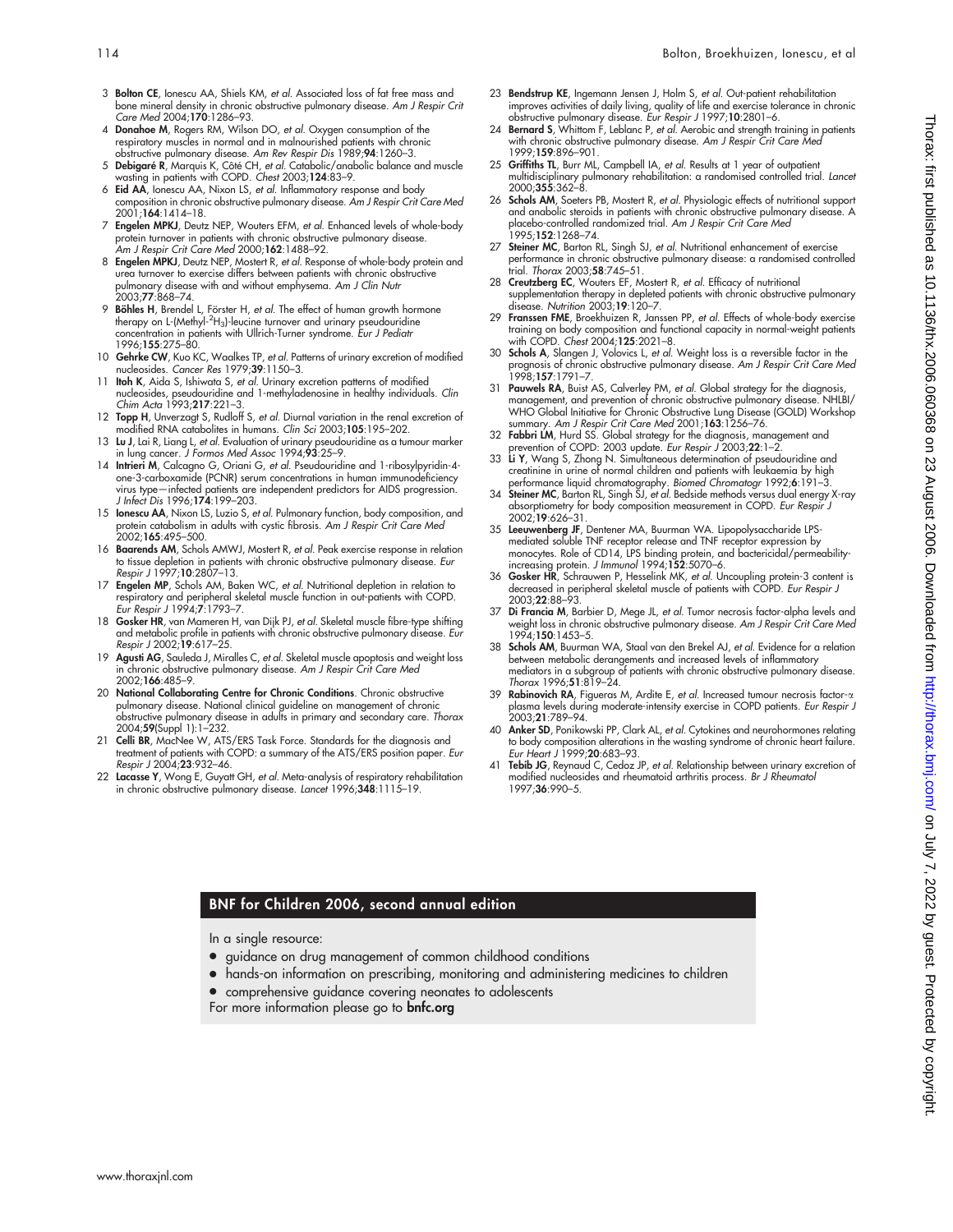3 **Bolton CE**, Ionescu AA, Shiels KM, *et al*. Associated loss of fat free mass and bone mineral density in chronic obstructive pulmonary disease. *Am J Respir Crit Care Med* 2004;**170**:1286–93.

4 **Donahoe M**, Rogers RM, Wilson DO, *et al*. Oxygen consumption of the respiratory muscles in normal and in malnourished patients with chronic obstructive pulmonary disease. *Am Rev Respir Dis* 1989;**94**:1260–3.

5 **Debigaré R**, Marquis K, Côté CH, *et al*. Catabolic/anabolic balance and muscle wasting in patients with COPD. *Chest* 2003;**124**:83–9.

6 **Eid AA**, Ionescu AA, Nixon LS, *et al*. Inflammatory response and body composition in chronic obstructive pulmonary disease. *Am J Respir Crit Care Med* 2001;**164**:1414–18.

7 **Engelen MPKJ**, Deutz NEP, Wouters EFM, *et al*. Enhanced levels of whole-body protein turnover in patients with chronic obstructive pulmonary disease. *Am J Respir Crit Care Med* 2000;**162**:1488–92.

8 **Engelen MPKJ**, Deutz NEP, Mostert R, *et al*. Response of whole-body protein and urea turnover to exercise differs between patients with chronic obstructive pulmonary disease with and without emphysema. *Am J Clin Nutr* 2003;**77**:868–74.

9 **Böhles H**, Brendel L, Förster H, *et al*. The effect of human growth hormone therapy on L-(Methyl-$^2$H$_3$)-leucine turnover and urinary pseudouridine concentration in patients with Ullrich-Turner syndrome. *Eur J Pediatr* 1996;**155**:275–80.

10 **Gehrke CW**, Kuo KC, Waalkes TP, *et al*. Patterns of urinary excretion of modified nucleosides. *Cancer Res* 1979;**39**:1150–3.

11 **Itoh K**, Aida S, Ishiwata S, *et al*. Urinary excretion patterns of modified nucleosides, pseudouridine and 1-methyladenosine in healthy individuals. *Clin Chim Acta* 1993;**217**:221–3.

12 **Topp H**, Unverzagt S, Rudloff S, *et al*. Diurnal variation in the renal excretion of modified RNA catabolites in humans. *Clin Sci* 2003;**105**:195–202.

13 **Lu J**, Lai R, Liang L, *et al*. Evaluation of urinary pseudouridine as a tumour marker in lung cancer. *J Formos Med Assoc* 1994;**93**:25–9.

14 **Intrieri M**, Calcagno G, Oriani G, *et al*. Pseudouridine and 1-ribosylpyridin-4-one-3-carboxamide (PCNR) serum concentrations in human immunodeficiency virus type—infected patients are independent predictors for AIDS progression. *J Infect Dis* 1996;**174**:199–203.

15 **Ionescu AA**, Nixon LS, Luzio S, *et al*. Pulmonary function, body composition, and protein catabolism in adults with cystic fibrosis. *Am J Respir Crit Care Med* 2002;**165**:495–500.

16 **Baarends AM**, Schols AMWJ, Mostert R, *et al*. Peak exercise response in relation to tissue depletion in patients with chronic obstructive pulmonary disease. *Eur Respir J* 1997;**10**:2807–13.

17 **Engelen MP**, Schols AM, Baken WC, *et al*. Nutritional depletion in relation to respiratory and peripheral skeletal muscle function in out-patients with COPD. *Eur Respir J* 1994;**7**:1793–7.

18 **Gosker HR**, van Mameren H, van Dijk PJ, *et al*. Skeletal muscle fibre-type shifting and metabolic profile in patients with chronic obstructive pulmonary disease. *Eur Respir J* 2002;**19**:617–25.

19 **Agusti AG**, Sauleda J, Miralles C, *et al*. Skeletal muscle apoptosis and weight loss in chronic obstructive pulmonary disease. *Am J Respir Crit Care Med* 2002;**166**:485–9.

20 **National Collaborating Centre for Chronic Conditions**. Chronic obstructive pulmonary disease. National clinical guideline on management of chronic obstructive pulmonary disease in adults in primary and secondary care. *Thorax* 2004;**59**(Suppl 1):1–232.

21 **Celli BR**, MacNee W, ATS/ERS Task Force. Standards for the diagnosis and treatment of patients with COPD: a summary of the ATS/ERS position paper. *Eur Respir J* 2004;**23**:932–46.

22 **Lacasse Y**, Wong E, Guyatt GH, *et al*. Meta-analysis of respiratory rehabilitation in chronic obstructive pulmonary disease. *Lancet* 1996;**348**:1115–19.

23 **Bendstrup KE**, Ingemann Jensen J, Holm S, *et al*. Out-patient rehabilitation improves activities of daily living, quality of life and exercise tolerance in chronic obstructive pulmonary disease. *Eur Respir J* 1997;**10**:2801–6.

24 **Bernard S**, Whittom F, Leblanc P, *et al*. Aerobic and strength training in patients with chronic obstructive pulmonary disease. *Am J Respir Crit Care Med* 1999;**159**:896–901.

25 **Griffiths TL**, Burr ML, Campbell IA, *et al*. Results at 1 year of outpatient multidisciplinary pulmonary rehabilitation: a randomised controlled trial. *Lancet* 2000;**355**:362–8.

26 **Schols AM**, Soeters PB, Mostert R, *et al*. Physiologic effects of nutritional support and anabolic steroids in patients with chronic obstructive pulmonary disease. A placebo-controlled randomized trial. *Am J Respir Crit Care Med* 1995;**152**:1268–74.

27 **Steiner MC**, Barton RL, Singh SJ, *et al*. Nutritional enhancement of exercise performance in chronic obstructive pulmonary disease: a randomised controlled trial. *Thorax* 2003;**58**:745–51.

28 **Creutzberg EC**, Wouters EF, Mostert R, *et al*. Efficacy of nutritional supplementation therapy in depleted patients with chronic obstructive pulmonary disease. *Nutrition* 2003;**19**:120–7.

29 **Franssen FME**, Broekhuizen R, Janssen PP, *et al*. Effects of whole-body exercise training on body composition and functional capacity in normal-weight patients with COPD. *Chest* 2004;**125**:2021–8.

30 **Schols A**, Slangen J, Volovics L, *et al*. Weight loss is a reversible factor in the prognosis of chronic obstructive pulmonary disease. *Am J Respir Crit Care Med* 1998;**157**:1791–7.

31 **Pauwels RA**, Buist AS, Calverley PM, *et al*. Global strategy for the diagnosis, management, and prevention of chronic obstructive pulmonary disease. NHLBI/WHO Global Initiative for Chronic Obstructive Lung Disease (GOLD) Workshop summary. *Am J Respir Crit Care Med* 2001;**163**:1256–76.

32 **Fabbri LM**, Hurd SS. Global strategy for the diagnosis, management and prevention of COPD: 2003 update. *Eur Respir J* 2003;**22**:1–2.

33 **Li Y**, Wang S, Zhong N. Simultaneous determination of pseudouridine and creatinine in urine of normal children and patients with leukaemia by high performance liquid chromatography. *Biomed Chromatogr* 1992;**6**:191–3.

34 **Steiner MC**, Barton RL, Singh SJ, *et al*. Bedside methods versus dual energy X-ray absorptiometry for body composition measurement in COPD. *Eur Respir J* 2002;**19**:626–31.

35 **Leeuwenberg JF**, Dentener MA, Buurman WA. Lipopolysaccharide LPS-mediated soluble TNF receptor release and TNF receptor expression by monocytes. Role of CD14, LPS binding protein, and bactericidal/permeability-increasing protein. *J Immunol* 1994;**152**:5070–6.

36 **Gosker HR**, Schrauwen P, Hesselink MK, *et al*. Uncoupling protein-3 content is decreased in peripheral skeletal muscle of patients with COPD. *Eur Respir J* 2003;**22**:88–93.

37 **Di Francia M**, Barbier D, Mege JL, *et al*. Tumor necrosis factor-alpha levels and weight loss in chronic obstructive pulmonary disease. *Am J Respir Crit Care Med* 1994;**150**:1453–5.

38 **Schols AM**, Buurman WA, Staal van den Brekel AJ, *et al*. Evidence for a relation between metabolic derangements and increased levels of inflammatory mediators in a subgroup of patients with chronic obstructive pulmonary disease. *Thorax* 1996;**51**:819–24.

39 **Rabinovich RA**, Figueras M, Ardite E, *et al*. Increased tumour necrosis factor-α plasma levels during moderate-intensity exercise in COPD patients. *Eur Respir J* 2003;**21**:789–94.

40 **Anker SD**, Ponikowski PP, Clark AL, *et al*. Cytokines and neurohormones relating to body composition alterations in the wasting syndrome of chronic heart failure. *Eur Heart J* 1999;**20**:683–93.

41 **Tebib JG**, Reynaud C, Cedoz JP, *et al*. Relationship between urinary excretion of modified nucleosides and rheumatoid arthritis process. *Br J Rheumatol* 1997;**36**:990–5.

## BNF for Children 2006, second annual edition

In a single resource:

- guidance on drug management of common childhood conditions
- hands-on information on prescribing, monitoring and administering medicines to children
- comprehensive guidance covering neonates to adolescents

For more information please go to **bnfc.org**